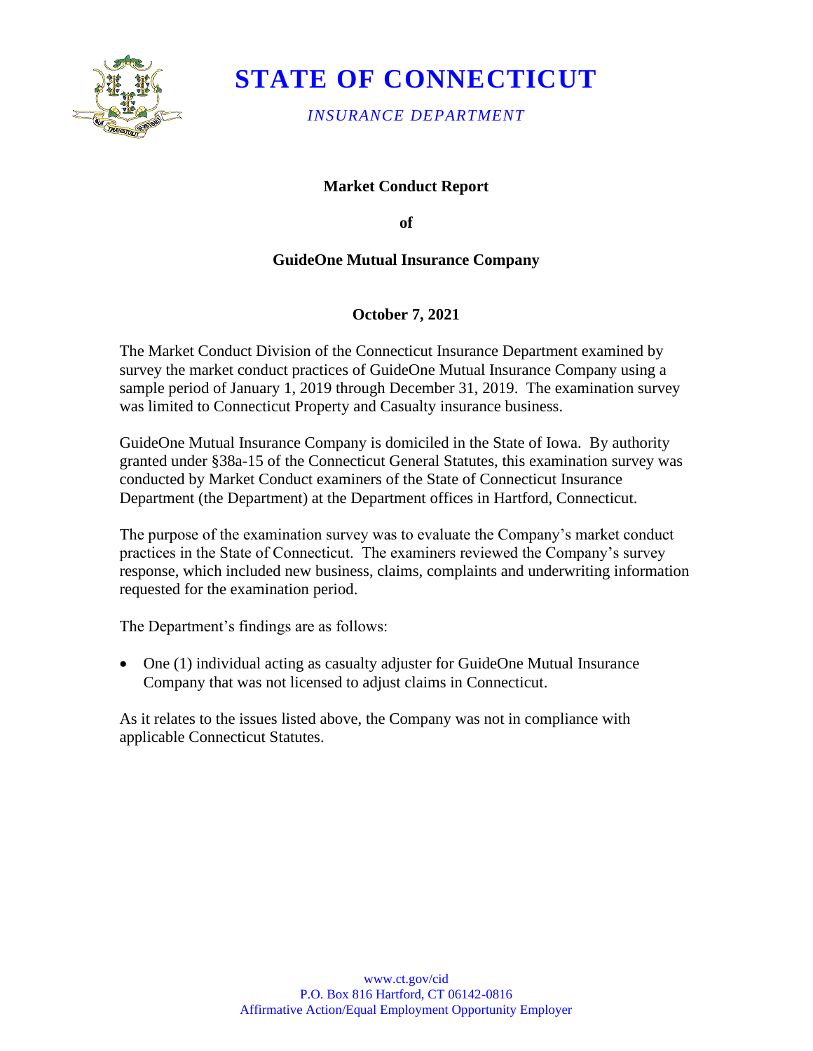# STATE OF CONNECTICUT

*INSURANCE DEPARTMENT*

**Market Conduct Report**

**of**

**GuideOne Mutual Insurance Company**

**October 7, 2021**

The Market Conduct Division of the Connecticut Insurance Department examined by survey the market conduct practices of GuideOne Mutual Insurance Company using a sample period of January 1, 2019 through December 31, 2019. The examination survey was limited to Connecticut Property and Casualty insurance business.

GuideOne Mutual Insurance Company is domiciled in the State of Iowa. By authority granted under §38a-15 of the Connecticut General Statutes, this examination survey was conducted by Market Conduct examiners of the State of Connecticut Insurance Department (the Department) at the Department offices in Hartford, Connecticut.

The purpose of the examination survey was to evaluate the Company's market conduct practices in the State of Connecticut. The examiners reviewed the Company's survey response, which included new business, claims, complaints and underwriting information requested for the examination period.

The Department's findings are as follows:

- One (1) individual acting as casualty adjuster for GuideOne Mutual Insurance Company that was not licensed to adjust claims in Connecticut.

As it relates to the issues listed above, the Company was not in compliance with applicable Connecticut Statutes.

www.ct.gov/cid
P.O. Box 816 Hartford, CT 06142-0816
Affirmative Action/Equal Employment Opportunity Employer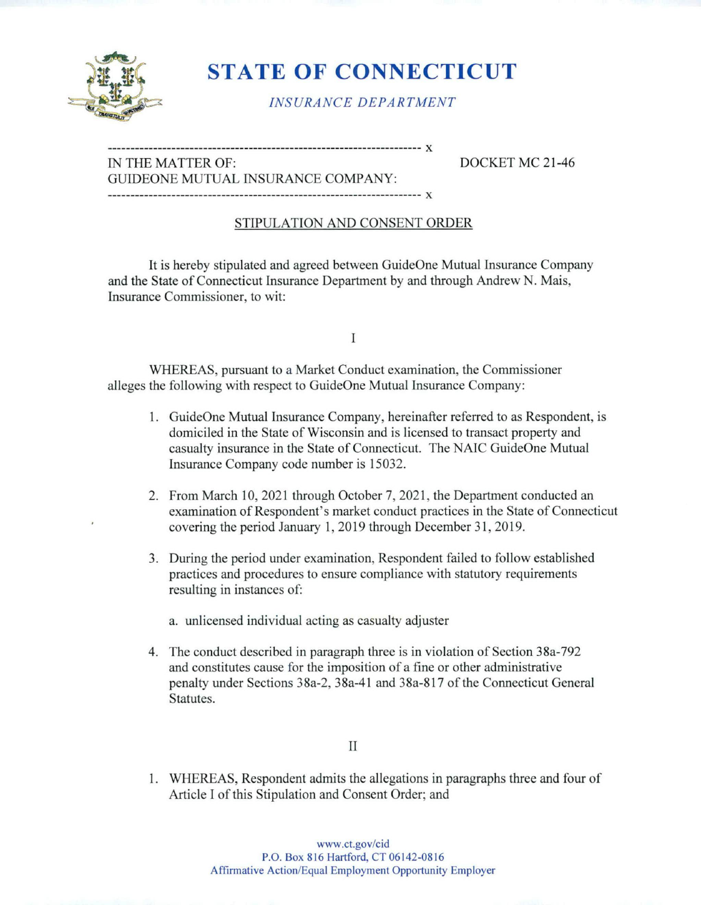# STATE OF CONNECTICUT

*INSURANCE DEPARTMENT*

---

IN THE MATTER OF: DOCKET MC 21-46
GUIDEONE MUTUAL INSURANCE COMPANY:

---

## STIPULATION AND CONSENT ORDER

It is hereby stipulated and agreed between GuideOne Mutual Insurance Company and the State of Connecticut Insurance Department by and through Andrew N. Mais, Insurance Commissioner, to wit:

I

WHEREAS, pursuant to a Market Conduct examination, the Commissioner alleges the following with respect to GuideOne Mutual Insurance Company:

1. GuideOne Mutual Insurance Company, hereinafter referred to as Respondent, is domiciled in the State of Wisconsin and is licensed to transact property and casualty insurance in the State of Connecticut. The NAIC GuideOne Mutual Insurance Company code number is 15032.

2. From March 10, 2021 through October 7, 2021, the Department conducted an examination of Respondent's market conduct practices in the State of Connecticut covering the period January 1, 2019 through December 31, 2019.

3. During the period under examination, Respondent failed to follow established practices and procedures to ensure compliance with statutory requirements resulting in instances of:

   a. unlicensed individual acting as casualty adjuster

4. The conduct described in paragraph three is in violation of Section 38a-792 and constitutes cause for the imposition of a fine or other administrative penalty under Sections 38a-2, 38a-41 and 38a-817 of the Connecticut General Statutes.

II

1. WHEREAS, Respondent admits the allegations in paragraphs three and four of Article I of this Stipulation and Consent Order; and

www.ct.gov/cid
P.O. Box 816 Hartford, CT 06142-0816
Affirmative Action/Equal Employment Opportunity Employer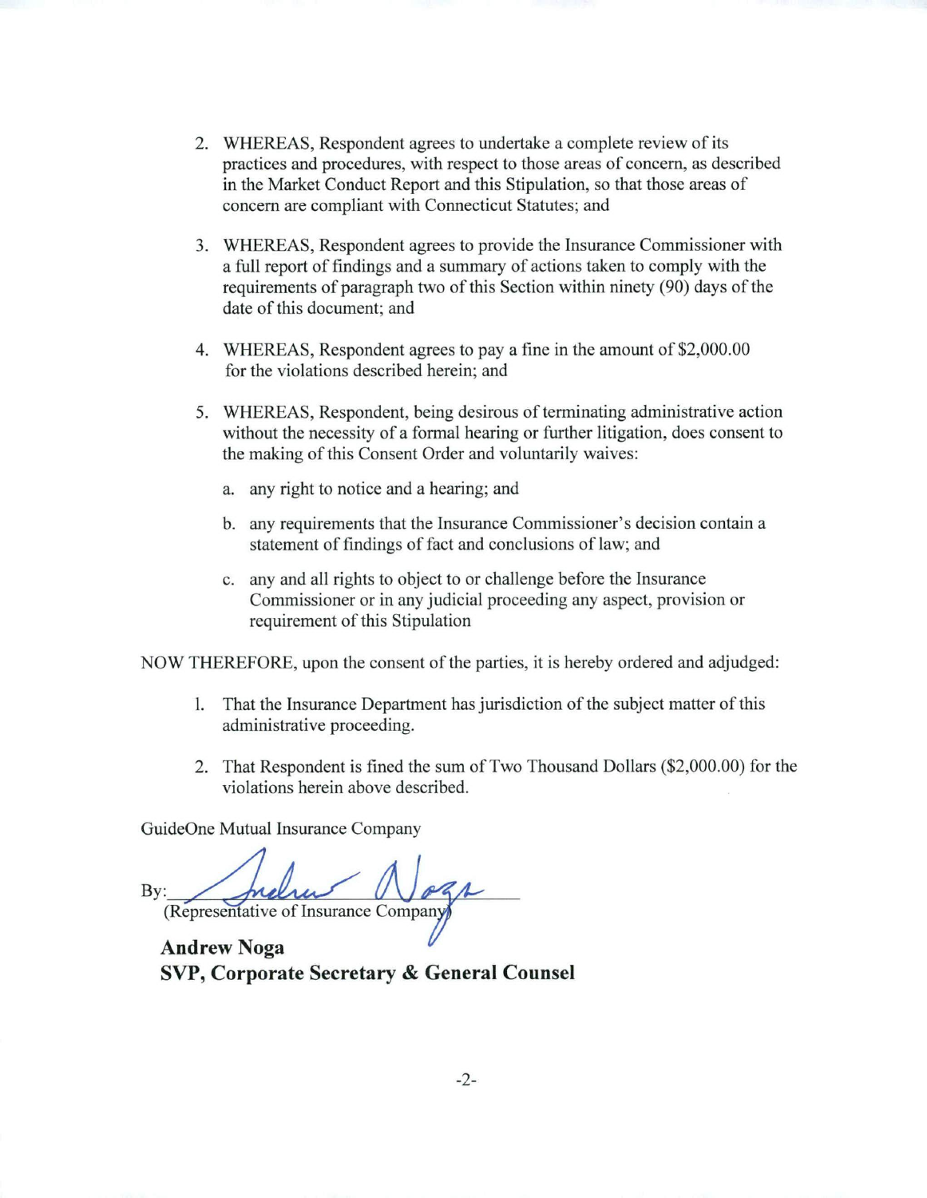2. WHEREAS, Respondent agrees to undertake a complete review of its practices and procedures, with respect to those areas of concern, as described in the Market Conduct Report and this Stipulation, so that those areas of concern are compliant with Connecticut Statutes; and

3. WHEREAS, Respondent agrees to provide the Insurance Commissioner with a full report of findings and a summary of actions taken to comply with the requirements of paragraph two of this Section within ninety (90) days of the date of this document; and

4. WHEREAS, Respondent agrees to pay a fine in the amount of $2,000.00 for the violations described herein; and

5. WHEREAS, Respondent, being desirous of terminating administrative action without the necessity of a formal hearing or further litigation, does consent to the making of this Consent Order and voluntarily waives:

   a. any right to notice and a hearing; and

   b. any requirements that the Insurance Commissioner's decision contain a statement of findings of fact and conclusions of law; and

   c. any and all rights to object to or challenge before the Insurance Commissioner or in any judicial proceeding any aspect, provision or requirement of this Stipulation

NOW THEREFORE, upon the consent of the parties, it is hereby ordered and adjudged:

1. That the Insurance Department has jurisdiction of the subject matter of this administrative proceeding.

2. That Respondent is fined the sum of Two Thousand Dollars ($2,000.00) for the violations herein above described.

GuideOne Mutual Insurance Company

By: *Andrew Noga*
(Representative of Insurance Company)

**Andrew Noga**
**SVP, Corporate Secretary & General Counsel**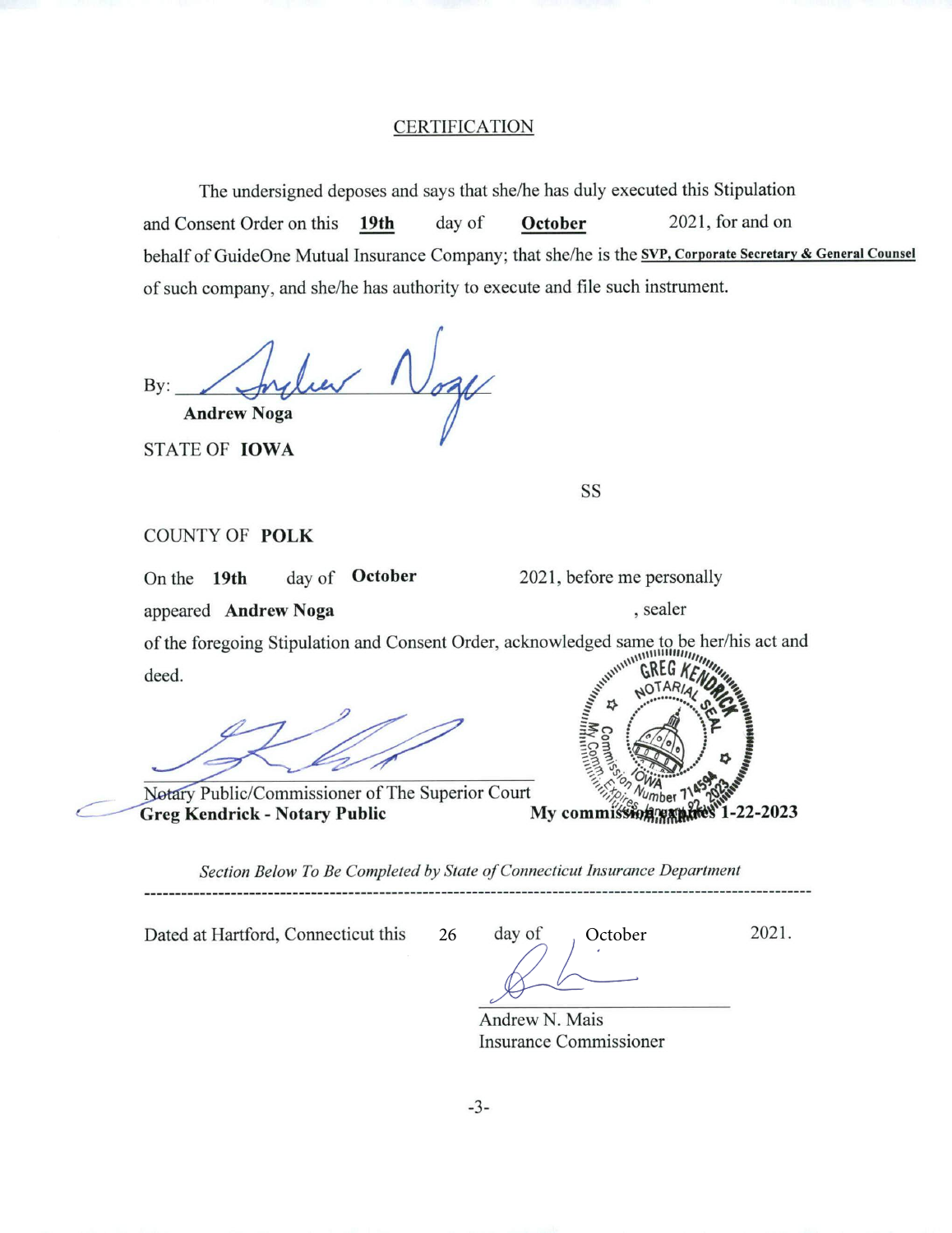CERTIFICATION

The undersigned deposes and says that she/he has duly executed this Stipulation and Consent Order on this **19th** day of **October** 2021, for and on behalf of GuideOne Mutual Insurance Company; that she/he is the **SVP, Corporate Secretary & General Counsel** of such company, and she/he has authority to execute and file such instrument.

By: ______________________
**Andrew Noga**

STATE OF **IOWA**

SS

COUNTY OF **POLK**

On the **19th** day of **October** 2021, before me personally appeared **Andrew Noga**, sealer of the foregoing Stipulation and Consent Order, acknowledged same to be her/his act and deed.

______________________
Notary Public/Commissioner of The Superior Court
**Greg Kendrick - Notary Public**

GREG KENDRICK
NOTARIAL SEAL
IOWA
Commission Number 714594
My Comm. Expires January 22, 2023

**My commission expires 1-22-2023**

*Section Below To Be Completed by State of Connecticut Insurance Department*

---

Dated at Hartford, Connecticut this 26 day of October 2021.

______________________
Andrew N. Mais
Insurance Commissioner